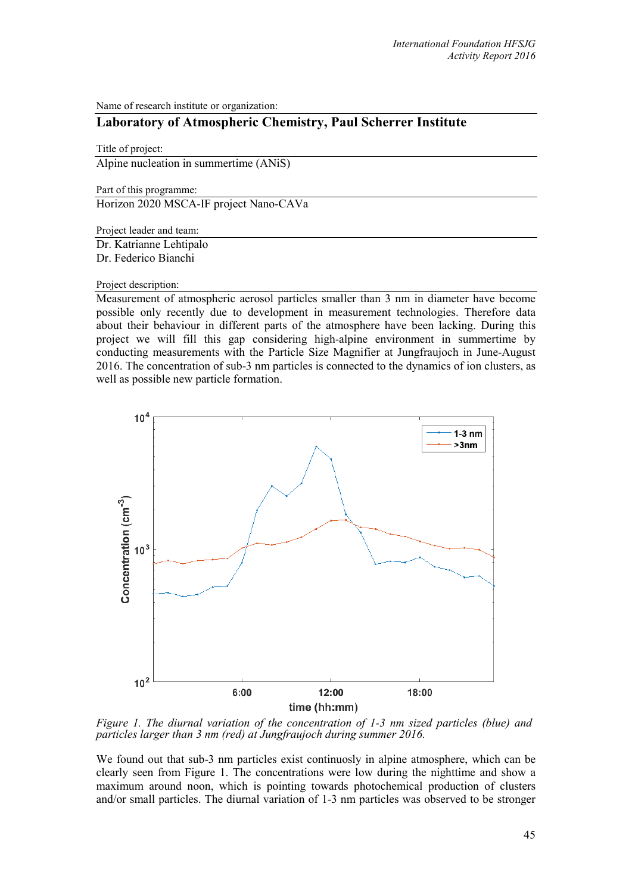Name of research institute or organization:

**Laboratory of Atmospheric Chemistry, Paul Scherrer Institute**

Title of project:

Alpine nucleation in summertime (ANiS)

Part of this programme:

Horizon 2020 MSCA-IF project Nano-CAVa

Project leader and team:

Dr. Katrianne Lehtipalo
Dr. Federico Bianchi

Project description:

Measurement of atmospheric aerosol particles smaller than 3 nm in diameter have become possible only recently due to development in measurement technologies. Therefore data about their behaviour in different parts of the atmosphere have been lacking. During this project we will fill this gap considering high-alpine environment in summertime by conducting measurements with the Particle Size Magnifier at Jungfraujoch in June-August 2016. The concentration of sub-3 nm particles is connected to the dynamics of ion clusters, as well as possible new particle formation.

*Figure 1. The diurnal variation of the concentration of 1-3 nm sized particles (blue) and particles larger than 3 nm (red) at Jungfraujoch during summer 2016.*

We found out that sub-3 nm particles exist continuosly in alpine atmosphere, which can be clearly seen from Figure 1. The concentrations were low during the nighttime and show a maximum around noon, which is pointing towards photochemical production of clusters and/or small particles. The diurnal variation of 1-3 nm particles was observed to be stronger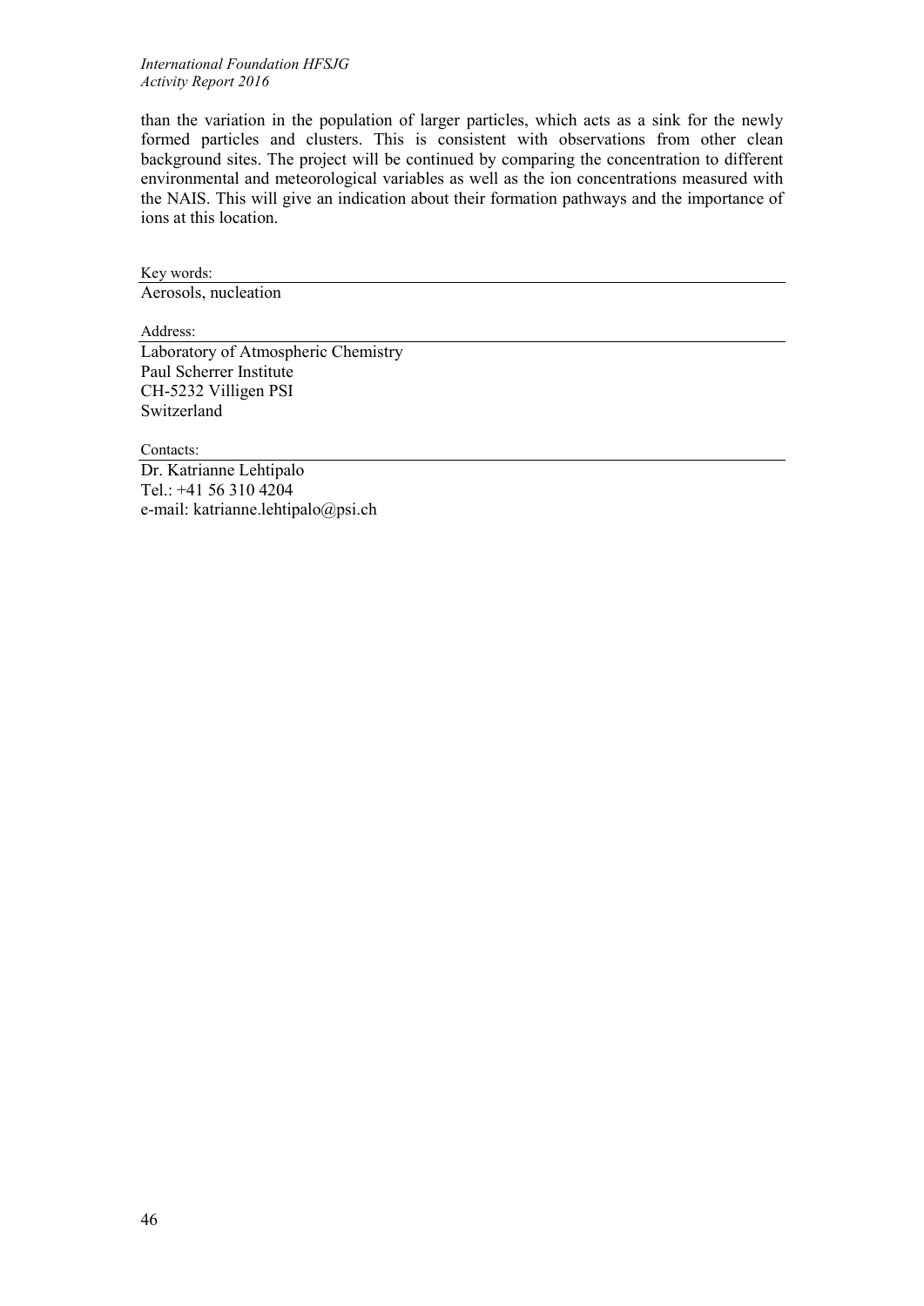than the variation in the population of larger particles, which acts as a sink for the newly formed particles and clusters. This is consistent with observations from other clean background sites. The project will be continued by comparing the concentration to different environmental and meteorological variables as well as the ion concentrations measured with the NAIS. This will give an indication about their formation pathways and the importance of ions at this location.

Key words:

Aerosols, nucleation

Address:

Laboratory of Atmospheric Chemistry
Paul Scherrer Institute
CH-5232 Villigen PSI
Switzerland

Contacts:

Dr. Katrianne Lehtipalo
Tel.: +41 56 310 4204
e-mail: katrianne.lehtipalo@psi.ch